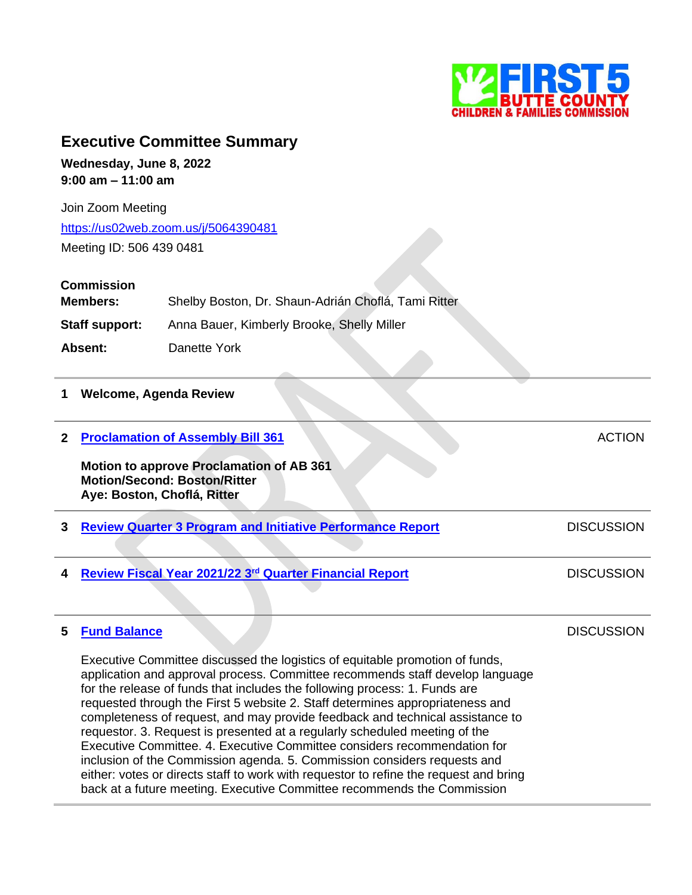FIRST 5 BUTTE COUNTY CHILDREN & FAMILIES COMMISSION

# Executive Committee Summary

**Wednesday, June 8, 2022**
**9:00 am – 11:00 am**

Join Zoom Meeting
https://us02web.zoom.us/j/5064390481
Meeting ID: 506 439 0481

**Commission Members:** Shelby Boston, Dr. Shaun-Adrián Choflá, Tami Ritter

**Staff support:** Anna Bauer, Kimberly Brooke, Shelly Miller

**Absent:** Danette York

---

**1 Welcome, Agenda Review**

---

**2 Proclamation of Assembly Bill 361** — ACTION

**Motion to approve Proclamation of AB 361**
**Motion/Second: Boston/Ritter**
**Aye: Boston, Choflá, Ritter**

---

**3 Review Quarter 3 Program and Initiative Performance Report** — DISCUSSION

---

**4 Review Fiscal Year 2021/22 3rd Quarter Financial Report** — DISCUSSION

---

**5 Fund Balance** — DISCUSSION

Executive Committee discussed the logistics of equitable promotion of funds, application and approval process. Committee recommends staff develop language for the release of funds that includes the following process: 1. Funds are requested through the First 5 website 2. Staff determines appropriateness and completeness of request, and may provide feedback and technical assistance to requestor. 3. Request is presented at a regularly scheduled meeting of the Executive Committee. 4. Executive Committee considers recommendation for inclusion of the Commission agenda. 5. Commission considers requests and either: votes or directs staff to work with requestor to refine the request and bring back at a future meeting. Executive Committee recommends the Commission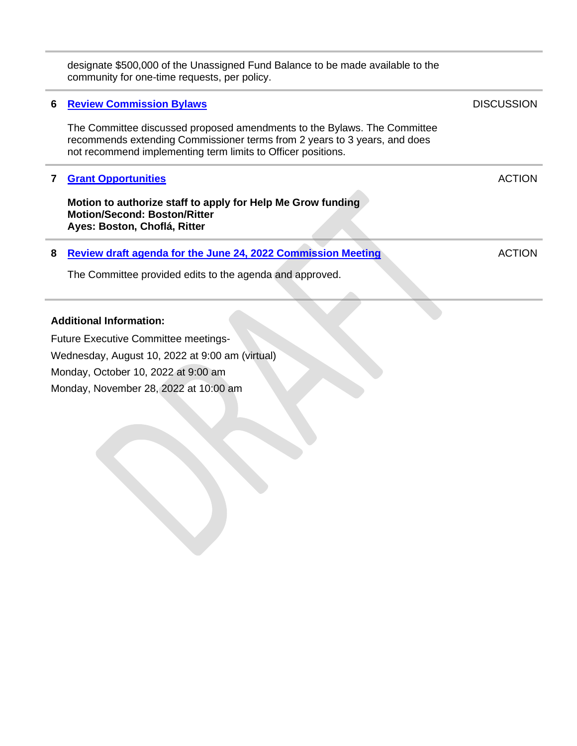designate $500,000 of the Unassigned Fund Balance to be made available to the community for one-time requests, per policy.

| | | |
|---|---|---|
| **6** | **Review Commission Bylaws**<br><br>The Committee discussed proposed amendments to the Bylaws. The Committee recommends extending Commissioner terms from 2 years to 3 years, and does not recommend implementing term limits to Officer positions. | DISCUSSION |
| **7** | **Grant Opportunities**<br><br>**Motion to authorize staff to apply for Help Me Grow funding**<br>**Motion/Second: Boston/Ritter**<br>**Ayes: Boston, Choflá, Ritter** | ACTION |
| **8** | **Review draft agenda for the June 24, 2022 Commission Meeting**<br><br>The Committee provided edits to the agenda and approved. | ACTION |

**Additional Information:**

Future Executive Committee meetings-

Wednesday, August 10, 2022 at 9:00 am (virtual)

Monday, October 10, 2022 at 9:00 am

Monday, November 28, 2022 at 10:00 am